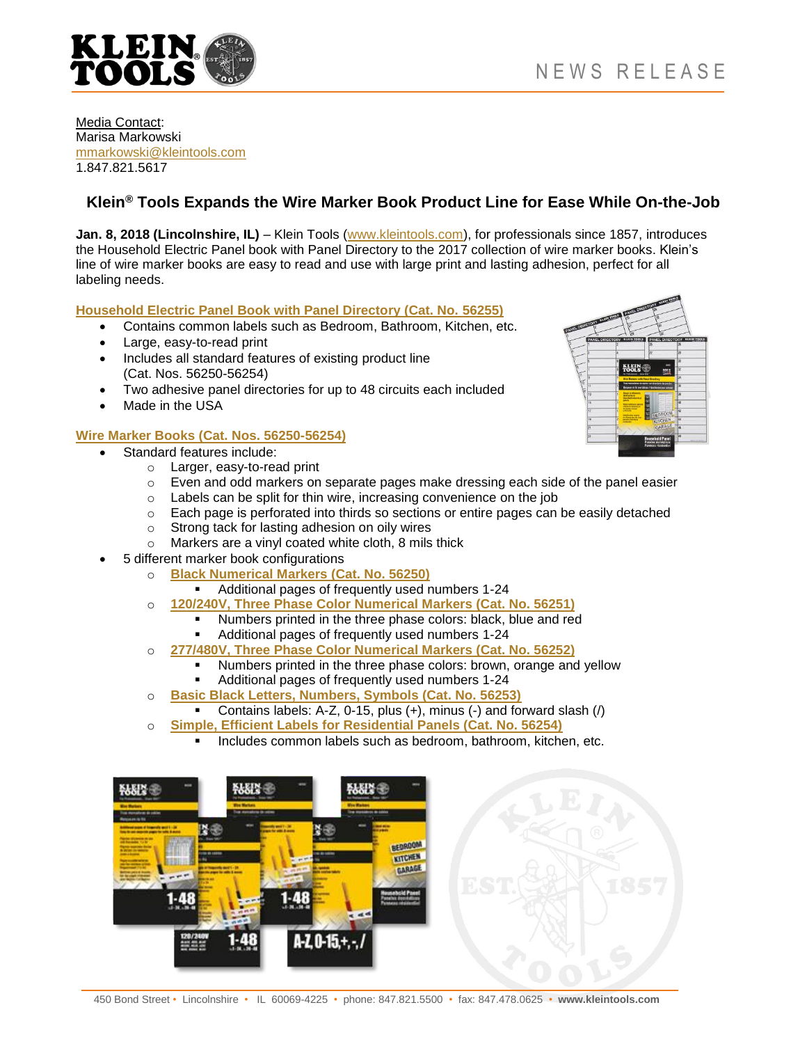NEWS RELEASE

Media Contact:
Marisa Markowski
mmarkowski@kleintools.com
1.847.821.5617

## Klein® Tools Expands the Wire Marker Book Product Line for Ease While On-the-Job

**Jan. 8, 2018 (Lincolnshire, IL)** – Klein Tools (www.kleintools.com), for professionals since 1857, introduces the Household Electric Panel book with Panel Directory to the 2017 collection of wire marker books. Klein's line of wire marker books are easy to read and use with large print and lasting adhesion, perfect for all labeling needs.

**Household Electric Panel Book with Panel Directory (Cat. No. 56255)**

- Contains common labels such as Bedroom, Bathroom, Kitchen, etc.
- Large, easy-to-read print
- Includes all standard features of existing product line (Cat. Nos. 56250-56254)
- Two adhesive panel directories for up to 48 circuits each included
- Made in the USA

**Wire Marker Books (Cat. Nos. 56250-56254)**

- Standard features include:
  - Larger, easy-to-read print
  - Even and odd markers on separate pages make dressing each side of the panel easier
  - Labels can be split for thin wire, increasing convenience on the job
  - Each page is perforated into thirds so sections or entire pages can be easily detached
  - Strong tack for lasting adhesion on oily wires
  - Markers are a vinyl coated white cloth, 8 mils thick
- 5 different marker book configurations
  - **Black Numerical Markers (Cat. No. 56250)**
    - Additional pages of frequently used numbers 1-24
  - **120/240V, Three Phase Color Numerical Markers (Cat. No. 56251)**
    - Numbers printed in the three phase colors: black, blue and red
    - Additional pages of frequently used numbers 1-24
  - **277/480V, Three Phase Color Numerical Markers (Cat. No. 56252)**
    - Numbers printed in the three phase colors: brown, orange and yellow
    - Additional pages of frequently used numbers 1-24
  - **Basic Black Letters, Numbers, Symbols (Cat. No. 56253)**
    - Contains labels: A-Z, 0-15, plus (+), minus (-) and forward slash (/)
  - **Simple, Efficient Labels for Residential Panels (Cat. No. 56254)**
    - Includes common labels such as bedroom, bathroom, kitchen, etc.

450 Bond Street • Lincolnshire • IL 60069-4225 • phone: 847.821.5500 • fax: 847.478.0625 • **www.kleintools.com**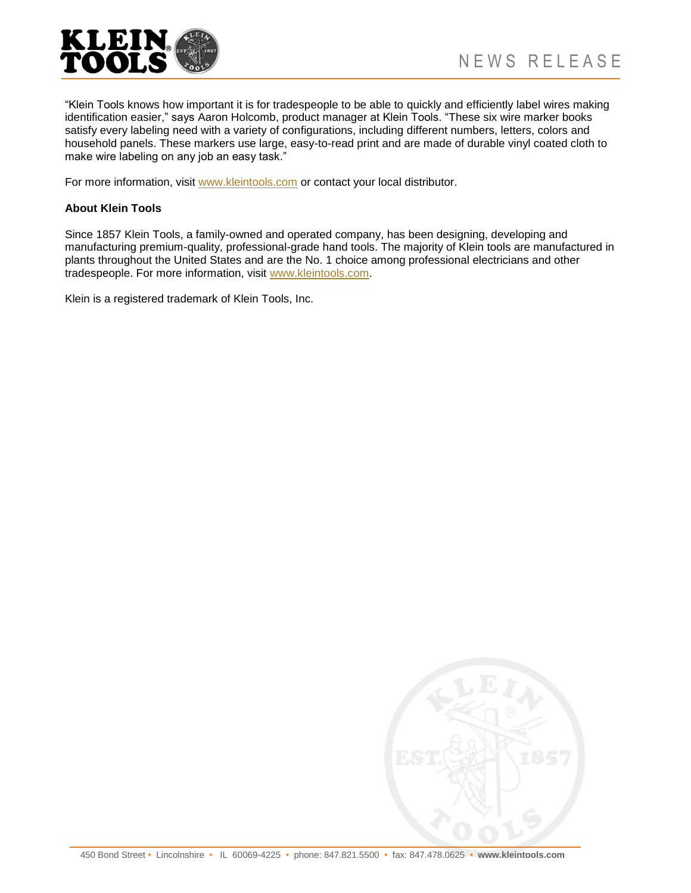"Klein Tools knows how important it is for tradespeople to be able to quickly and efficiently label wires making identification easier," says Aaron Holcomb, product manager at Klein Tools. "These six wire marker books satisfy every labeling need with a variety of configurations, including different numbers, letters, colors and household panels. These markers use large, easy-to-read print and are made of durable vinyl coated cloth to make wire labeling on any job an easy task."

For more information, visit www.kleintools.com or contact your local distributor.

**About Klein Tools**

Since 1857 Klein Tools, a family-owned and operated company, has been designing, developing and manufacturing premium-quality, professional-grade hand tools. The majority of Klein tools are manufactured in plants throughout the United States and are the No. 1 choice among professional electricians and other tradespeople. For more information, visit www.kleintools.com.

Klein is a registered trademark of Klein Tools, Inc.